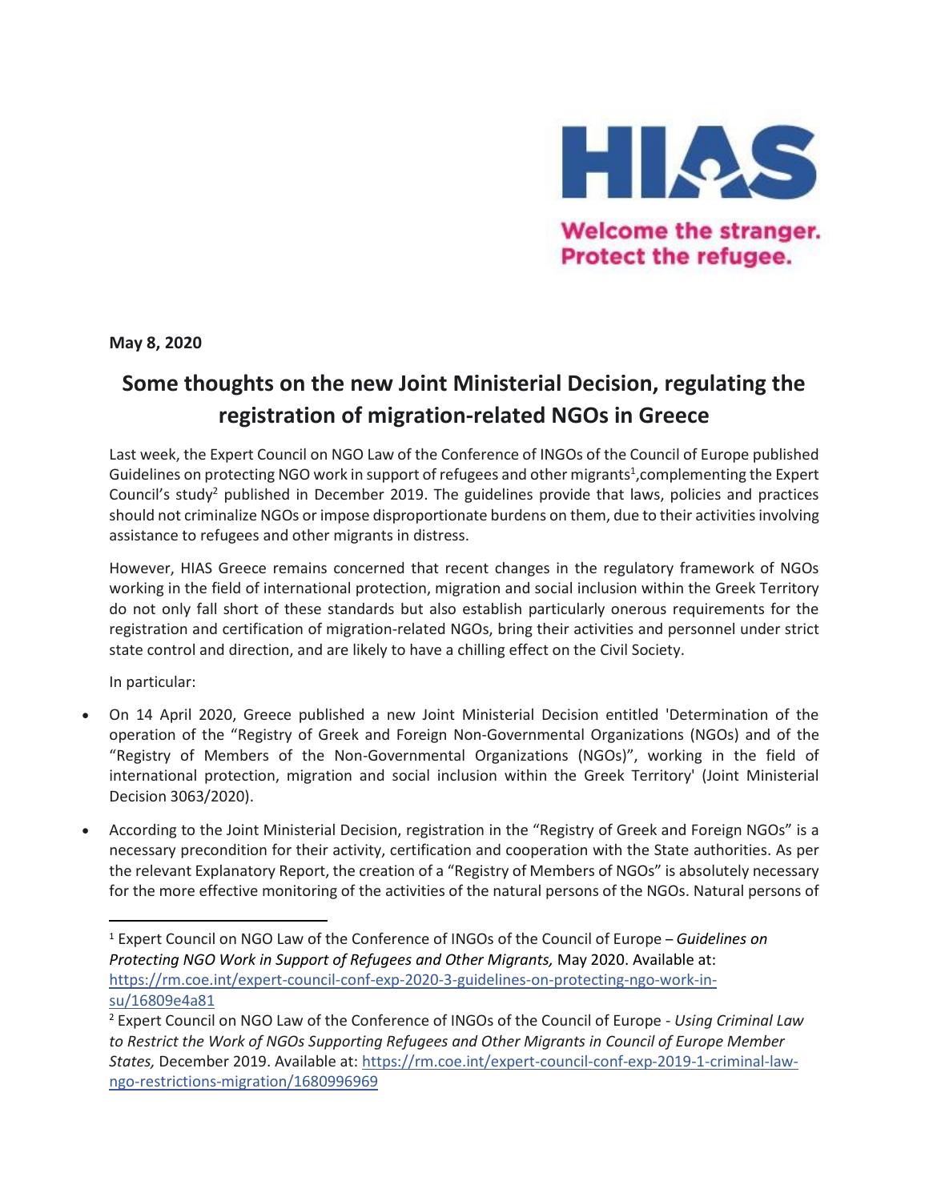HIAS

Welcome the stranger.
Protect the refugee.

**May 8, 2020**

# Some thoughts on the new Joint Ministerial Decision, regulating the registration of migration-related NGOs in Greece

Last week, the Expert Council on NGO Law of the Conference of INGOs of the Council of Europe published Guidelines on protecting NGO work in support of refugees and other migrants[1],complementing the Expert Council's study[2] published in December 2019. The guidelines provide that laws, policies and practices should not criminalize NGOs or impose disproportionate burdens on them, due to their activities involving assistance to refugees and other migrants in distress.

However, HIAS Greece remains concerned that recent changes in the regulatory framework of NGOs working in the field of international protection, migration and social inclusion within the Greek Territory do not only fall short of these standards but also establish particularly onerous requirements for the registration and certification of migration-related NGOs, bring their activities and personnel under strict state control and direction, and are likely to have a chilling effect on the Civil Society.

In particular:

- On 14 April 2020, Greece published a new Joint Ministerial Decision entitled 'Determination of the operation of the "Registry of Greek and Foreign Non-Governmental Organizations (NGOs)" and of the "Registry of Members of the Non-Governmental Organizations (NGOs)", working in the field of international protection, migration and social inclusion within the Greek Territory' (Joint Ministerial Decision 3063/2020).
- According to the Joint Ministerial Decision, registration in the "Registry of Greek and Foreign NGOs" is a necessary precondition for their activity, certification and cooperation with the State authorities. As per the relevant Explanatory Report, the creation of a "Registry of Members of NGOs" is absolutely necessary for the more effective monitoring of the activities of the natural persons of the NGOs. Natural persons of

---

[1] Expert Council on NGO Law of the Conference of INGOs of the Council of Europe – *Guidelines on Protecting NGO Work in Support of Refugees and Other Migrants,* May 2020. Available at: https://rm.coe.int/expert-council-conf-exp-2020-3-guidelines-on-protecting-ngo-work-in-su/16809e4a81

[2] Expert Council on NGO Law of the Conference of INGOs of the Council of Europe - *Using Criminal Law to Restrict the Work of NGOs Supporting Refugees and Other Migrants in Council of Europe Member States,* December 2019. Available at: https://rm.coe.int/expert-council-conf-exp-2019-1-criminal-law-ngo-restrictions-migration/1680996969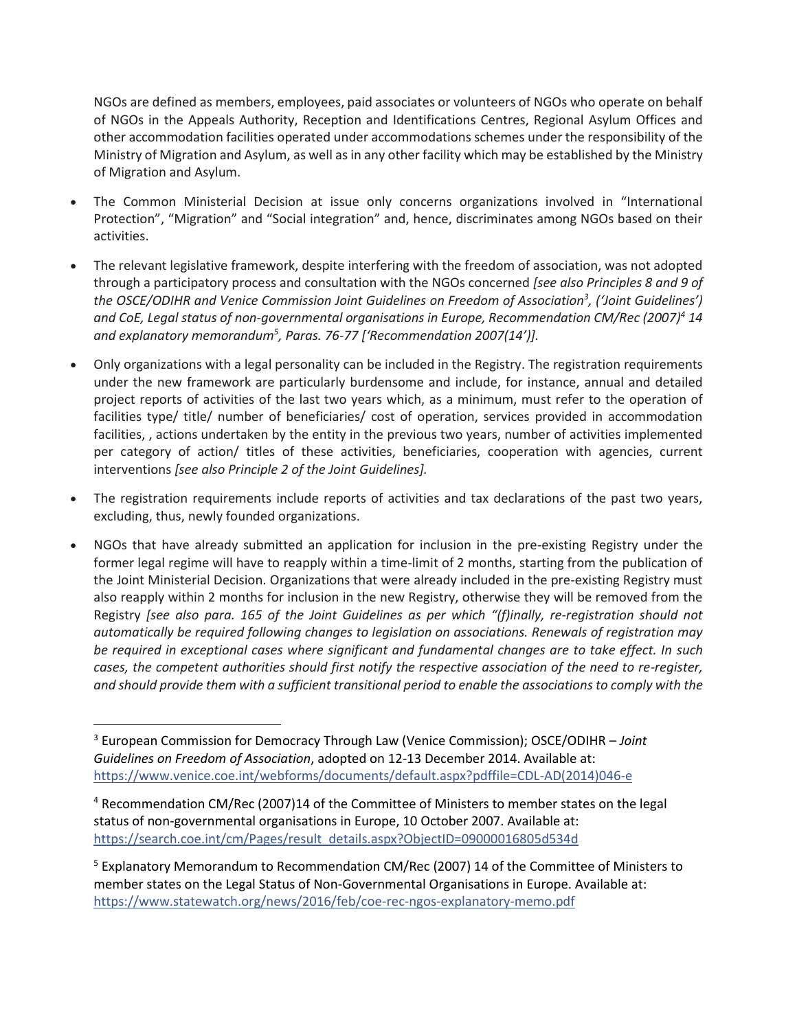NGOs are defined as members, employees, paid associates or volunteers of NGOs who operate on behalf of NGOs in the Appeals Authority, Reception and Identifications Centres, Regional Asylum Offices and other accommodation facilities operated under accommodations schemes under the responsibility of the Ministry of Migration and Asylum, as well as in any other facility which may be established by the Ministry of Migration and Asylum.

- The Common Ministerial Decision at issue only concerns organizations involved in "International Protection", "Migration" and "Social integration" and, hence, discriminates among NGOs based on their activities.
- The relevant legislative framework, despite interfering with the freedom of association, was not adopted through a participatory process and consultation with the NGOs concerned *[see also Principles 8 and 9 of the OSCE/ODIHR and Venice Commission Joint Guidelines on Freedom of Association[3], ('Joint Guidelines') and CoE, Legal status of non-governmental organisations in Europe, Recommendation CM/Rec (2007)[4] 14 and explanatory memorandum[5], Paras. 76-77 ['Recommendation 2007(14')].*
- Only organizations with a legal personality can be included in the Registry. The registration requirements under the new framework are particularly burdensome and include, for instance, annual and detailed project reports of activities of the last two years which, as a minimum, must refer to the operation of facilities type/ title/ number of beneficiaries/ cost of operation, services provided in accommodation facilities, , actions undertaken by the entity in the previous two years, number of activities implemented per category of action/ titles of these activities, beneficiaries, cooperation with agencies, current interventions *[see also Principle 2 of the Joint Guidelines].*
- The registration requirements include reports of activities and tax declarations of the past two years, excluding, thus, newly founded organizations.
- NGOs that have already submitted an application for inclusion in the pre-existing Registry under the former legal regime will have to reapply within a time-limit of 2 months, starting from the publication of the Joint Ministerial Decision. Organizations that were already included in the pre-existing Registry must also reapply within 2 months for inclusion in the new Registry, otherwise they will be removed from the Registry *[see also para. 165 of the Joint Guidelines as per which "(f)inally, re-registration should not automatically be required following changes to legislation on associations. Renewals of registration may be required in exceptional cases where significant and fundamental changes are to take effect. In such cases, the competent authorities should first notify the respective association of the need to re-register, and should provide them with a sufficient transitional period to enable the associations to comply with the*

---

[3] European Commission for Democracy Through Law (Venice Commission); OSCE/ODIHR – *Joint Guidelines on Freedom of Association*, adopted on 12-13 December 2014. Available at: https://www.venice.coe.int/webforms/documents/default.aspx?pdffile=CDL-AD(2014)046-e

[4] Recommendation CM/Rec (2007)14 of the Committee of Ministers to member states on the legal status of non-governmental organisations in Europe, 10 October 2007. Available at: https://search.coe.int/cm/Pages/result_details.aspx?ObjectID=09000016805d534d

[5] Explanatory Memorandum to Recommendation CM/Rec (2007) 14 of the Committee of Ministers to member states on the Legal Status of Non-Governmental Organisations in Europe. Available at: https://www.statewatch.org/news/2016/feb/coe-rec-ngos-explanatory-memo.pdf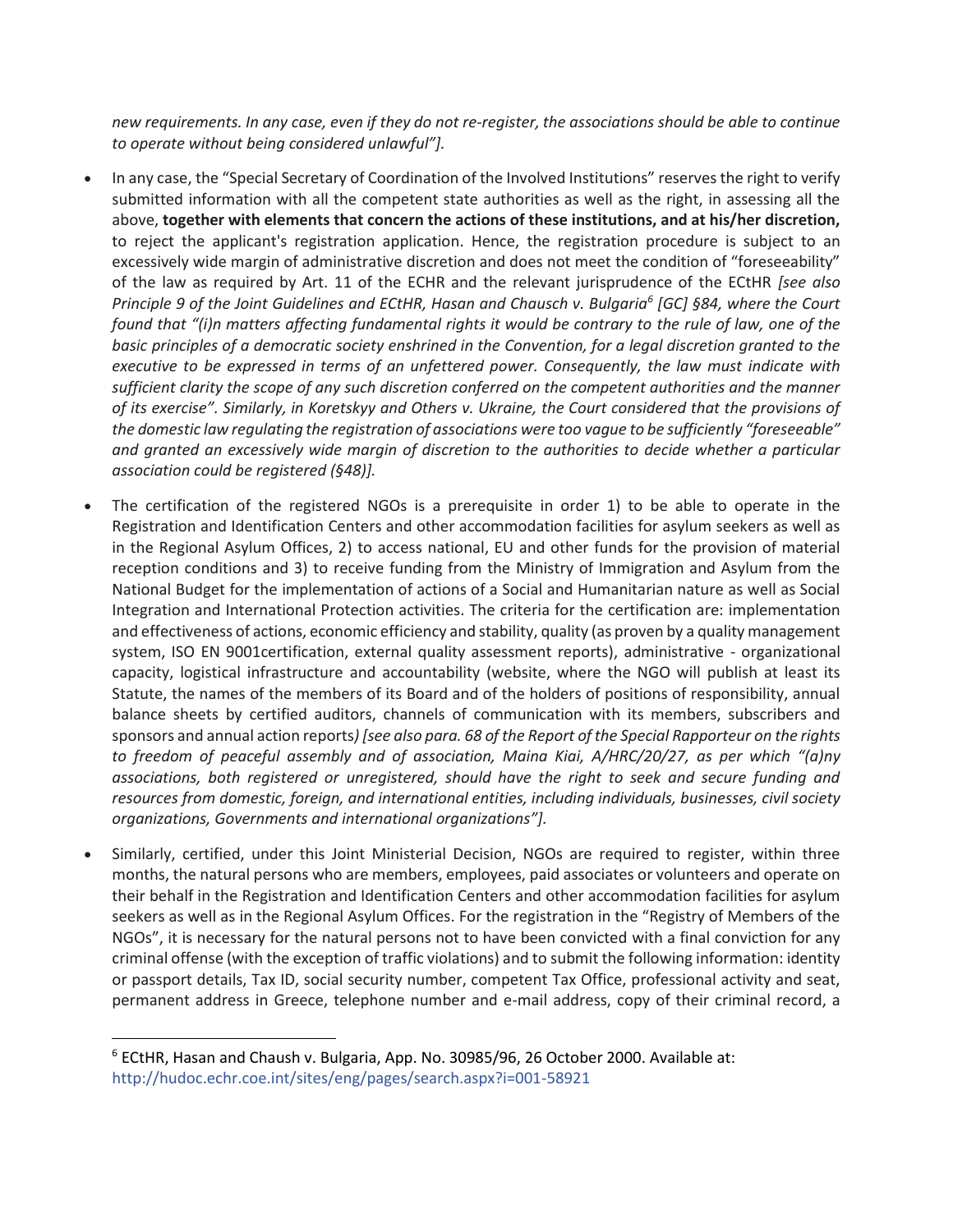*new requirements. In any case, even if they do not re-register, the associations should be able to continue to operate without being considered unlawful"]*.

- In any case, the "Special Secretary of Coordination of the Involved Institutions" reserves the right to verify submitted information with all the competent state authorities as well as the right, in assessing all the above, **together with elements that concern the actions of these institutions, and at his/her discretion,** to reject the applicant's registration application. Hence, the registration procedure is subject to an excessively wide margin of administrative discretion and does not meet the condition of "foreseeability" of the law as required by Art. 11 of the ECHR and the relevant jurisprudence of the ECtHR *[see also Principle 9 of the Joint Guidelines and ECtHR, Hasan and Chausch v. Bulgaria*[6] *[GC] §84, where the Court found that "(i)n matters affecting fundamental rights it would be contrary to the rule of law, one of the basic principles of a democratic society enshrined in the Convention, for a legal discretion granted to the executive to be expressed in terms of an unfettered power. Consequently, the law must indicate with sufficient clarity the scope of any such discretion conferred on the competent authorities and the manner of its exercise". Similarly, in Koretskyy and Others v. Ukraine, the Court considered that the provisions of the domestic law regulating the registration of associations were too vague to be sufficiently "foreseeable" and granted an excessively wide margin of discretion to the authorities to decide whether a particular association could be registered (§48)].*

- The certification of the registered NGOs is a prerequisite in order 1) to be able to operate in the Registration and Identification Centers and other accommodation facilities for asylum seekers as well as in the Regional Asylum Offices, 2) to access national, EU and other funds for the provision of material reception conditions and 3) to receive funding from the Ministry of Immigration and Asylum from the National Budget for the implementation of actions of a Social and Humanitarian nature as well as Social Integration and International Protection activities. The criteria for the certification are: implementation and effectiveness of actions, economic efficiency and stability, quality (as proven by a quality management system, ISO EN 9001certification, external quality assessment reports), administrative - organizational capacity, logistical infrastructure and accountability (website, where the NGO will publish at least its Statute, the names of the members of its Board and of the holders of positions of responsibility, annual balance sheets by certified auditors, channels of communication with its members, subscribers and sponsors and annual action reports*) [see also para. 68 of the Report of the Special Rapporteur on the rights to freedom of peaceful assembly and of association, Maina Kiai, A/HRC/20/27, as per which "(a)ny associations, both registered or unregistered, should have the right to seek and secure funding and resources from domestic, foreign, and international entities, including individuals, businesses, civil society organizations, Governments and international organizations"].*

- Similarly, certified, under this Joint Ministerial Decision, NGOs are required to register, within three months, the natural persons who are members, employees, paid associates or volunteers and operate on their behalf in the Registration and Identification Centers and other accommodation facilities for asylum seekers as well as in the Regional Asylum Offices. For the registration in the "Registry of Members of the NGOs", it is necessary for the natural persons not to have been convicted with a final conviction for any criminal offense (with the exception of traffic violations) and to submit the following information: identity or passport details, Tax ID, social security number, competent Tax Office, professional activity and seat, permanent address in Greece, telephone number and e-mail address, copy of their criminal record, a

---

[6] ECtHR, Hasan and Chaush v. Bulgaria, App. No. 30985/96, 26 October 2000. Available at: http://hudoc.echr.coe.int/sites/eng/pages/search.aspx?i=001-58921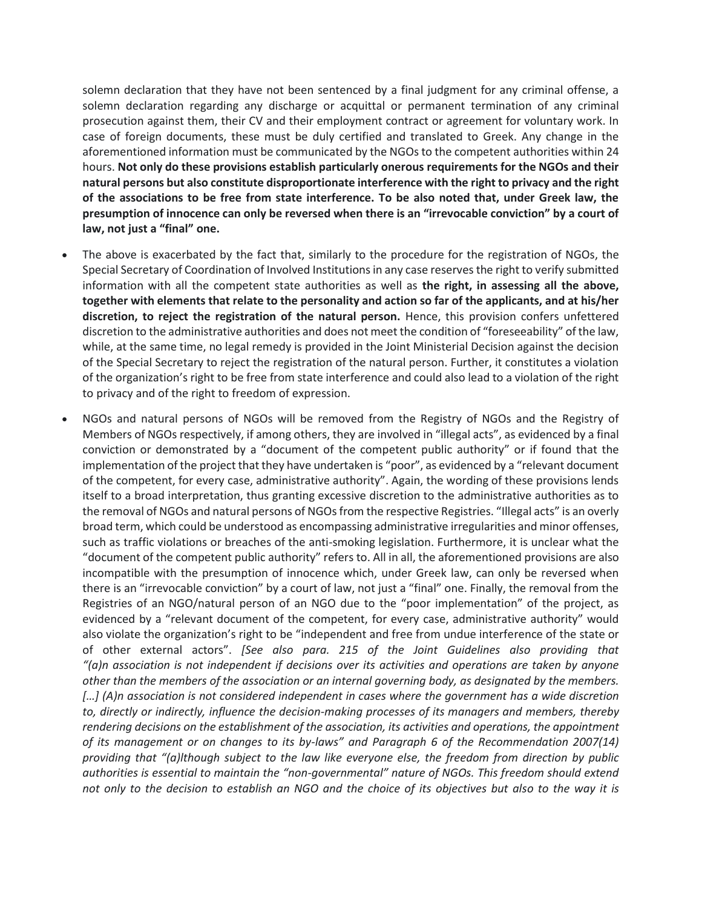solemn declaration that they have not been sentenced by a final judgment for any criminal offense, a solemn declaration regarding any discharge or acquittal or permanent termination of any criminal prosecution against them, their CV and their employment contract or agreement for voluntary work. In case of foreign documents, these must be duly certified and translated to Greek. Any change in the aforementioned information must be communicated by the NGOs to the competent authorities within 24 hours. **Not only do these provisions establish particularly onerous requirements for the NGOs and their natural persons but also constitute disproportionate interference with the right to privacy and the right of the associations to be free from state interference. To be also noted that, under Greek law, the presumption of innocence can only be reversed when there is an "irrevocable conviction" by a court of law, not just a "final" one.**

- The above is exacerbated by the fact that, similarly to the procedure for the registration of NGOs, the Special Secretary of Coordination of Involved Institutions in any case reserves the right to verify submitted information with all the competent state authorities as well as **the right, in assessing all the above, together with elements that relate to the personality and action so far of the applicants, and at his/her discretion, to reject the registration of the natural person.** Hence, this provision confers unfettered discretion to the administrative authorities and does not meet the condition of "foreseeability" of the law, while, at the same time, no legal remedy is provided in the Joint Ministerial Decision against the decision of the Special Secretary to reject the registration of the natural person. Further, it constitutes a violation of the organization's right to be free from state interference and could also lead to a violation of the right to privacy and of the right to freedom of expression.

- NGOs and natural persons of NGOs will be removed from the Registry of NGOs and the Registry of Members of NGOs respectively, if among others, they are involved in "illegal acts", as evidenced by a final conviction or demonstrated by a "document of the competent public authority" or if found that the implementation of the project that they have undertaken is "poor", as evidenced by a "relevant document of the competent, for every case, administrative authority". Again, the wording of these provisions lends itself to a broad interpretation, thus granting excessive discretion to the administrative authorities as to the removal of NGOs and natural persons of NGOs from the respective Registries. "Illegal acts" is an overly broad term, which could be understood as encompassing administrative irregularities and minor offenses, such as traffic violations or breaches of the anti-smoking legislation. Furthermore, it is unclear what the "document of the competent public authority" refers to. All in all, the aforementioned provisions are also incompatible with the presumption of innocence which, under Greek law, can only be reversed when there is an "irrevocable conviction" by a court of law, not just a "final" one. Finally, the removal from the Registries of an NGO/natural person of an NGO due to the "poor implementation" of the project, as evidenced by a "relevant document of the competent, for every case, administrative authority" would also violate the organization's right to be "independent and free from undue interference of the state or of other external actors". *[See also para. 215 of the Joint Guidelines also providing that "(a)n association is not independent if decisions over its activities and operations are taken by anyone other than the members of the association or an internal governing body, as designated by the members. […] (A)n association is not considered independent in cases where the government has a wide discretion to, directly or indirectly, influence the decision-making processes of its managers and members, thereby rendering decisions on the establishment of the association, its activities and operations, the appointment of its management or on changes to its by-laws" and Paragraph 6 of the Recommendation 2007(14) providing that "(a)lthough subject to the law like everyone else, the freedom from direction by public authorities is essential to maintain the "non-governmental" nature of NGOs. This freedom should extend not only to the decision to establish an NGO and the choice of its objectives but also to the way it is*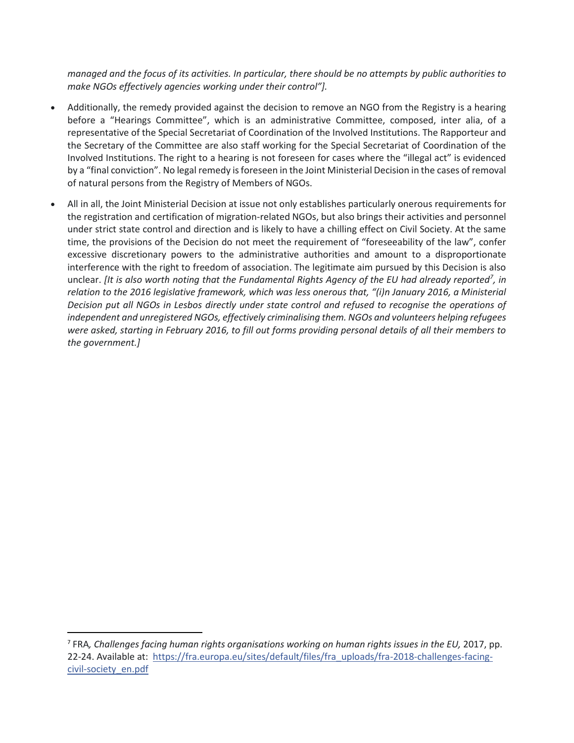*managed and the focus of its activities. In particular, there should be no attempts by public authorities to make NGOs effectively agencies working under their control"].*

- Additionally, the remedy provided against the decision to remove an NGO from the Registry is a hearing before a "Hearings Committee", which is an administrative Committee, composed, inter alia, of a representative of the Special Secretariat of Coordination of the Involved Institutions. The Rapporteur and the Secretary of the Committee are also staff working for the Special Secretariat of Coordination of the Involved Institutions. The right to a hearing is not foreseen for cases where the "illegal act" is evidenced by a "final conviction". No legal remedy is foreseen in the Joint Ministerial Decision in the cases of removal of natural persons from the Registry of Members of NGOs.

- All in all, the Joint Ministerial Decision at issue not only establishes particularly onerous requirements for the registration and certification of migration-related NGOs, but also brings their activities and personnel under strict state control and direction and is likely to have a chilling effect on Civil Society. At the same time, the provisions of the Decision do not meet the requirement of "foreseeability of the law", confer excessive discretionary powers to the administrative authorities and amount to a disproportionate interference with the right to freedom of association. The legitimate aim pursued by this Decision is also unclear. *[It is also worth noting that the Fundamental Rights Agency of the EU had already reported[7], in relation to the 2016 legislative framework, which was less onerous that, "(i)n January 2016, a Ministerial Decision put all NGOs in Lesbos directly under state control and refused to recognise the operations of independent and unregistered NGOs, effectively criminalising them. NGOs and volunteers helping refugees were asked, starting in February 2016, to fill out forms providing personal details of all their members to the government.]*

---

[7] FRA, *Challenges facing human rights organisations working on human rights issues in the EU,* 2017, pp. 22-24. Available at: https://fra.europa.eu/sites/default/files/fra_uploads/fra-2018-challenges-facing-civil-society_en.pdf